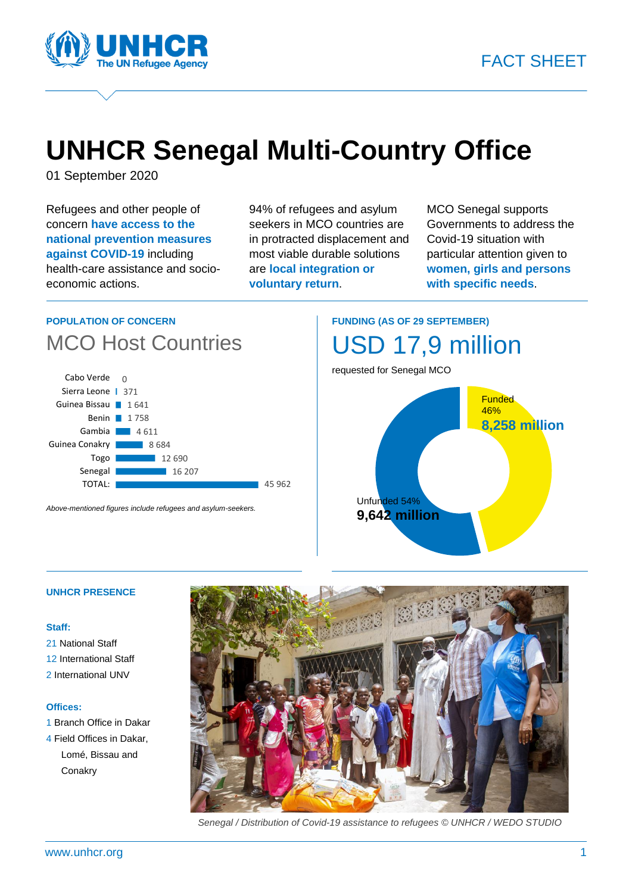FACT SHEET

# UNHCR Senegal Multi-Country Office

01 September 2020

Refugees and other people of concern **have access to the national prevention measures against COVID-19** including health-care assistance and socio-economic actions.

94% of refugees and asylum seekers in MCO countries are in protracted displacement and most viable durable solutions are **local integration or voluntary return**.

MCO Senegal supports Governments to address the Covid-19 situation with particular attention given to **women, girls and persons with specific needs**.

## POPULATION OF CONCERN

### MCO Host Countries

Cabo Verde 0
Sierra Leone 371
Guinea Bissau 1 641
Benin 1 758
Gambia 4 611
Guinea Conakry 8 684
Togo 12 690
Senegal 16 207
TOTAL: 45 962

*Above-mentioned figures include refugees and asylum-seekers.*

## FUNDING (AS OF 29 SEPTEMBER)

### USD 17,9 million

requested for Senegal MCO

Funded
46%
**8,258 million**

Unfunded 54%
**9,642 million**

## UNHCR PRESENCE

**Staff:**

21 National Staff
12 International Staff
2 International UNV

**Offices:**

1 Branch Office in Dakar
4 Field Offices in Dakar, Lomé, Bissau and Conakry

*Senegal / Distribution of Covid-19 assistance to refugees © UNHCR / WEDO STUDIO*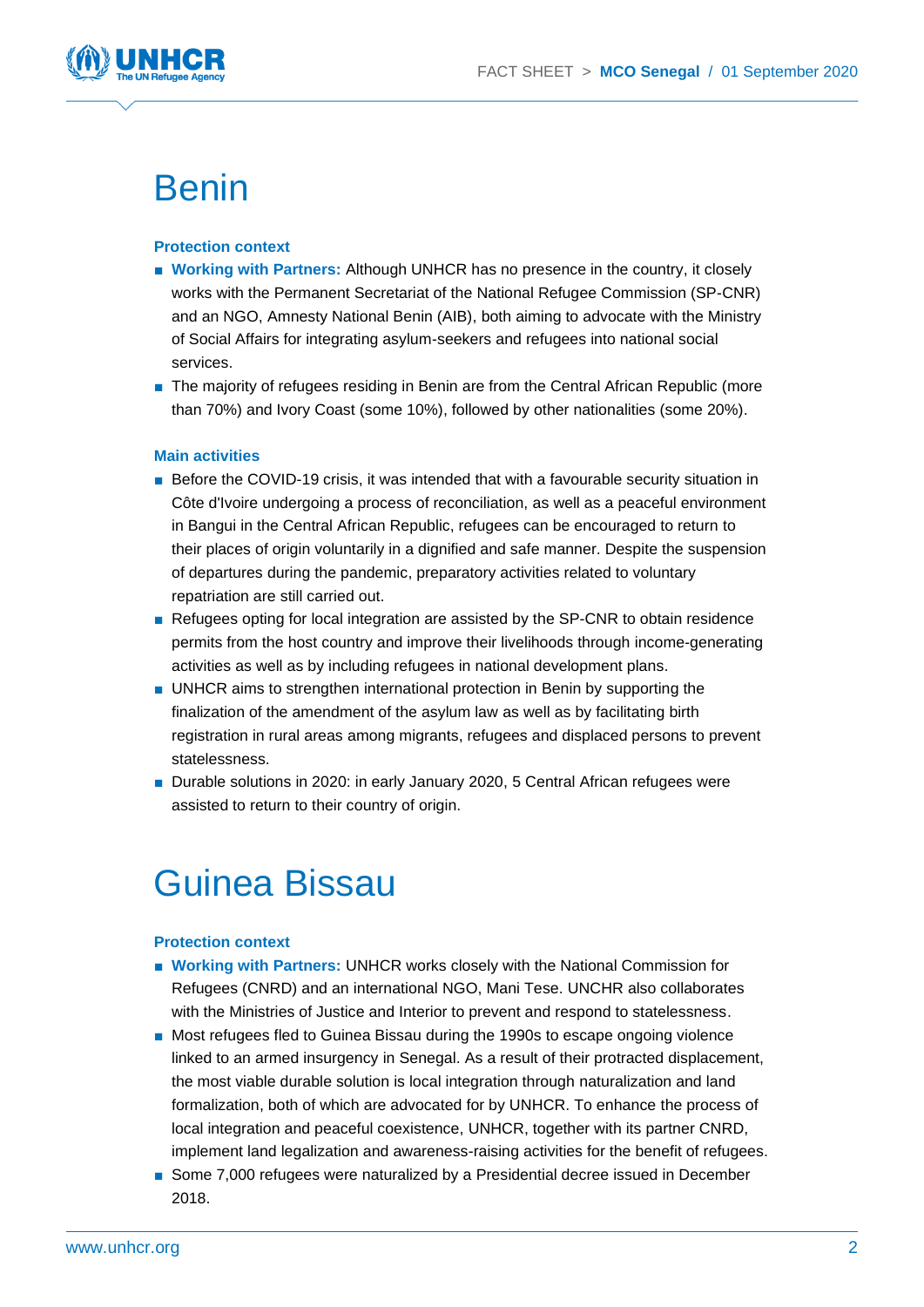# Benin

### Protection context

- **Working with Partners:** Although UNHCR has no presence in the country, it closely works with the Permanent Secretariat of the National Refugee Commission (SP-CNR) and an NGO, Amnesty National Benin (AIB), both aiming to advocate with the Ministry of Social Affairs for integrating asylum-seekers and refugees into national social services.
- The majority of refugees residing in Benin are from the Central African Republic (more than 70%) and Ivory Coast (some 10%), followed by other nationalities (some 20%).

### Main activities

- Before the COVID-19 crisis, it was intended that with a favourable security situation in Côte d'Ivoire undergoing a process of reconciliation, as well as a peaceful environment in Bangui in the Central African Republic, refugees can be encouraged to return to their places of origin voluntarily in a dignified and safe manner. Despite the suspension of departures during the pandemic, preparatory activities related to voluntary repatriation are still carried out.
- Refugees opting for local integration are assisted by the SP-CNR to obtain residence permits from the host country and improve their livelihoods through income-generating activities as well as by including refugees in national development plans.
- UNHCR aims to strengthen international protection in Benin by supporting the finalization of the amendment of the asylum law as well as by facilitating birth registration in rural areas among migrants, refugees and displaced persons to prevent statelessness.
- Durable solutions in 2020: in early January 2020, 5 Central African refugees were assisted to return to their country of origin.

# Guinea Bissau

### Protection context

- **Working with Partners:** UNHCR works closely with the National Commission for Refugees (CNRD) and an international NGO, Mani Tese. UNCHR also collaborates with the Ministries of Justice and Interior to prevent and respond to statelessness.
- Most refugees fled to Guinea Bissau during the 1990s to escape ongoing violence linked to an armed insurgency in Senegal. As a result of their protracted displacement, the most viable durable solution is local integration through naturalization and land formalization, both of which are advocated for by UNHCR. To enhance the process of local integration and peaceful coexistence, UNHCR, together with its partner CNRD, implement land legalization and awareness-raising activities for the benefit of refugees.
- Some 7,000 refugees were naturalized by a Presidential decree issued in December 2018.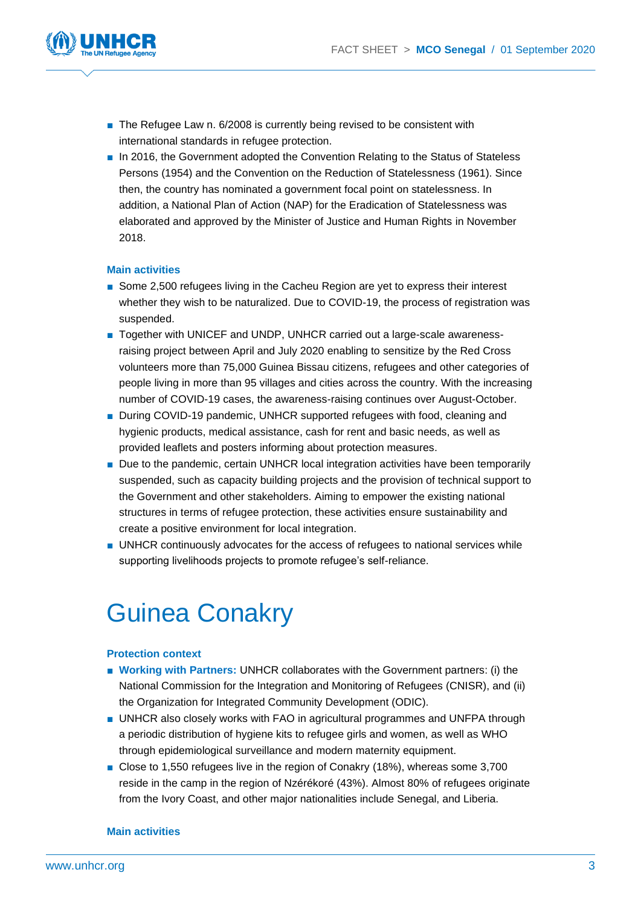- The Refugee Law n. 6/2008 is currently being revised to be consistent with international standards in refugee protection.
- In 2016, the Government adopted the Convention Relating to the Status of Stateless Persons (1954) and the Convention on the Reduction of Statelessness (1961). Since then, the country has nominated a government focal point on statelessness. In addition, a National Plan of Action (NAP) for the Eradication of Statelessness was elaborated and approved by the Minister of Justice and Human Rights in November 2018.

### Main activities

- Some 2,500 refugees living in the Cacheu Region are yet to express their interest whether they wish to be naturalized. Due to COVID-19, the process of registration was suspended.
- Together with UNICEF and UNDP, UNHCR carried out a large-scale awareness-raising project between April and July 2020 enabling to sensitize by the Red Cross volunteers more than 75,000 Guinea Bissau citizens, refugees and other categories of people living in more than 95 villages and cities across the country. With the increasing number of COVID-19 cases, the awareness-raising continues over August-October.
- During COVID-19 pandemic, UNHCR supported refugees with food, cleaning and hygienic products, medical assistance, cash for rent and basic needs, as well as provided leaflets and posters informing about protection measures.
- Due to the pandemic, certain UNHCR local integration activities have been temporarily suspended, such as capacity building projects and the provision of technical support to the Government and other stakeholders. Aiming to empower the existing national structures in terms of refugee protection, these activities ensure sustainability and create a positive environment for local integration.
- UNHCR continuously advocates for the access of refugees to national services while supporting livelihoods projects to promote refugee's self-reliance.

# Guinea Conakry

### Protection context

- **Working with Partners:** UNHCR collaborates with the Government partners: (i) the National Commission for the Integration and Monitoring of Refugees (CNISR), and (ii) the Organization for Integrated Community Development (ODIC).
- UNHCR also closely works with FAO in agricultural programmes and UNFPA through a periodic distribution of hygiene kits to refugee girls and women, as well as WHO through epidemiological surveillance and modern maternity equipment.
- Close to 1,550 refugees live in the region of Conakry (18%), whereas some 3,700 reside in the camp in the region of Nzérékoré (43%). Almost 80% of refugees originate from the Ivory Coast, and other major nationalities include Senegal, and Liberia.

### Main activities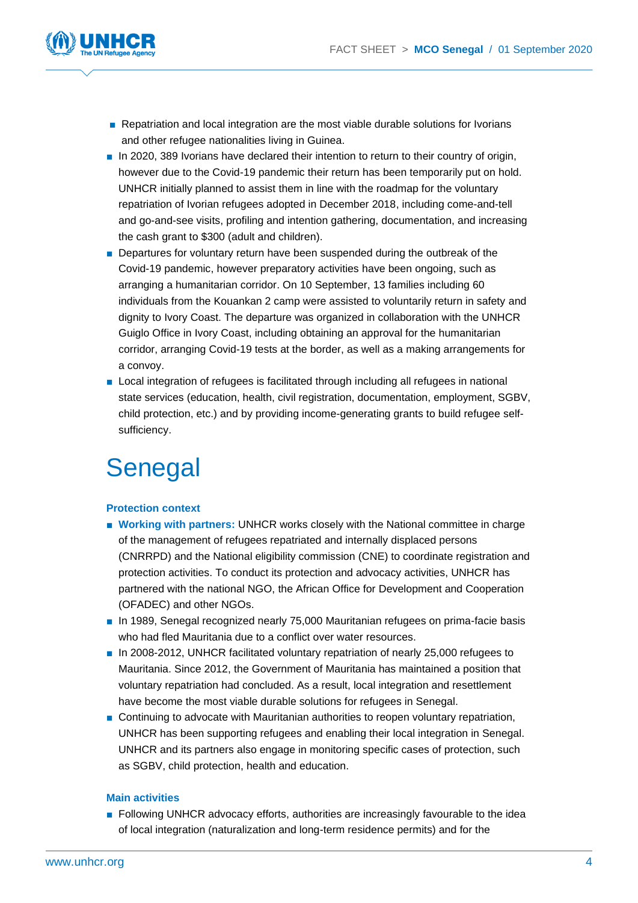- Repatriation and local integration are the most viable durable solutions for Ivorians and other refugee nationalities living in Guinea.
- In 2020, 389 Ivorians have declared their intention to return to their country of origin, however due to the Covid-19 pandemic their return has been temporarily put on hold. UNHCR initially planned to assist them in line with the roadmap for the voluntary repatriation of Ivorian refugees adopted in December 2018, including come-and-tell and go-and-see visits, profiling and intention gathering, documentation, and increasing the cash grant to $300 (adult and children).
- Departures for voluntary return have been suspended during the outbreak of the Covid-19 pandemic, however preparatory activities have been ongoing, such as arranging a humanitarian corridor. On 10 September, 13 families including 60 individuals from the Kouankan 2 camp were assisted to voluntarily return in safety and dignity to Ivory Coast. The departure was organized in collaboration with the UNHCR Guiglo Office in Ivory Coast, including obtaining an approval for the humanitarian corridor, arranging Covid-19 tests at the border, as well as a making arrangements for a convoy.
- Local integration of refugees is facilitated through including all refugees in national state services (education, health, civil registration, documentation, employment, SGBV, child protection, etc.) and by providing income-generating grants to build refugee self-sufficiency.

# Senegal

### Protection context

- **Working with partners:** UNHCR works closely with the National committee in charge of the management of refugees repatriated and internally displaced persons (CNRRPD) and the National eligibility commission (CNE) to coordinate registration and protection activities. To conduct its protection and advocacy activities, UNHCR has partnered with the national NGO, the African Office for Development and Cooperation (OFADEC) and other NGOs.
- In 1989, Senegal recognized nearly 75,000 Mauritanian refugees on prima-facie basis who had fled Mauritania due to a conflict over water resources.
- In 2008-2012, UNHCR facilitated voluntary repatriation of nearly 25,000 refugees to Mauritania. Since 2012, the Government of Mauritania has maintained a position that voluntary repatriation had concluded. As a result, local integration and resettlement have become the most viable durable solutions for refugees in Senegal.
- Continuing to advocate with Mauritanian authorities to reopen voluntary repatriation, UNHCR has been supporting refugees and enabling their local integration in Senegal. UNHCR and its partners also engage in monitoring specific cases of protection, such as SGBV, child protection, health and education.

### Main activities

- Following UNHCR advocacy efforts, authorities are increasingly favourable to the idea of local integration (naturalization and long-term residence permits) and for the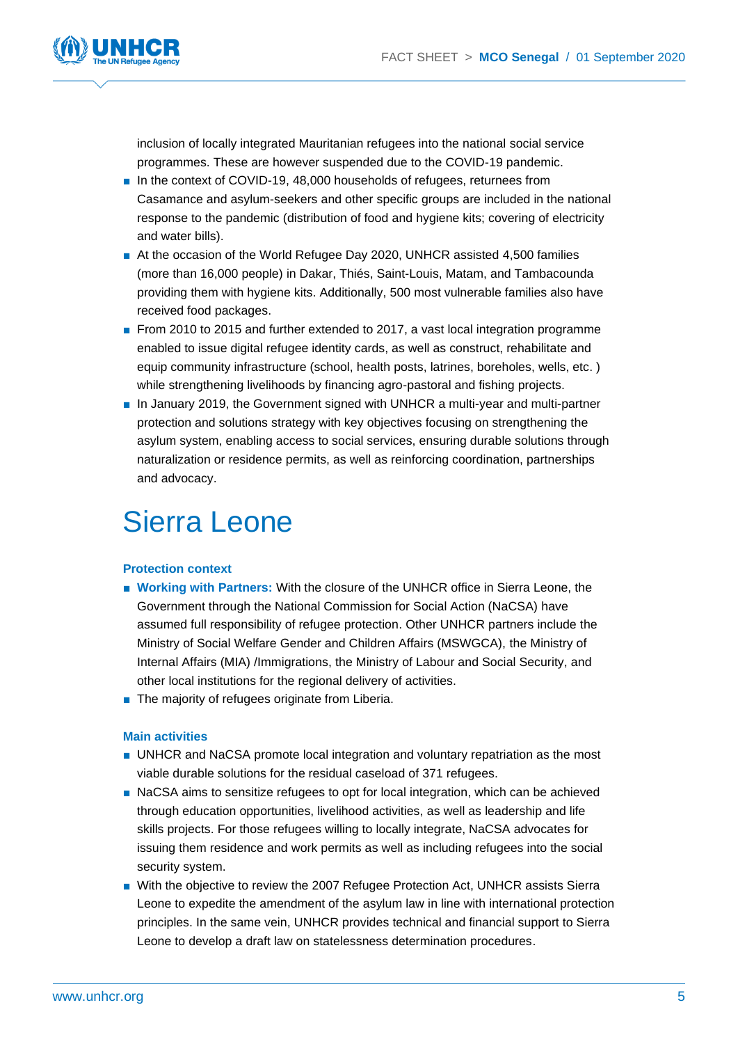inclusion of locally integrated Mauritanian refugees into the national social service programmes. These are however suspended due to the COVID-19 pandemic.

- In the context of COVID-19, 48,000 households of refugees, returnees from Casamance and asylum-seekers and other specific groups are included in the national response to the pandemic (distribution of food and hygiene kits; covering of electricity and water bills).
- At the occasion of the World Refugee Day 2020, UNHCR assisted 4,500 families (more than 16,000 people) in Dakar, Thiés, Saint-Louis, Matam, and Tambacounda providing them with hygiene kits. Additionally, 500 most vulnerable families also have received food packages.
- From 2010 to 2015 and further extended to 2017, a vast local integration programme enabled to issue digital refugee identity cards, as well as construct, rehabilitate and equip community infrastructure (school, health posts, latrines, boreholes, wells, etc. ) while strengthening livelihoods by financing agro-pastoral and fishing projects.
- In January 2019, the Government signed with UNHCR a multi-year and multi-partner protection and solutions strategy with key objectives focusing on strengthening the asylum system, enabling access to social services, ensuring durable solutions through naturalization or residence permits, as well as reinforcing coordination, partnerships and advocacy.

# Sierra Leone

### Protection context

- **Working with Partners:** With the closure of the UNHCR office in Sierra Leone, the Government through the National Commission for Social Action (NaCSA) have assumed full responsibility of refugee protection. Other UNHCR partners include the Ministry of Social Welfare Gender and Children Affairs (MSWGCA), the Ministry of Internal Affairs (MIA) /Immigrations, the Ministry of Labour and Social Security, and other local institutions for the regional delivery of activities.
- The majority of refugees originate from Liberia.

### Main activities

- UNHCR and NaCSA promote local integration and voluntary repatriation as the most viable durable solutions for the residual caseload of 371 refugees.
- NaCSA aims to sensitize refugees to opt for local integration, which can be achieved through education opportunities, livelihood activities, as well as leadership and life skills projects. For those refugees willing to locally integrate, NaCSA advocates for issuing them residence and work permits as well as including refugees into the social security system.
- With the objective to review the 2007 Refugee Protection Act, UNHCR assists Sierra Leone to expedite the amendment of the asylum law in line with international protection principles. In the same vein, UNHCR provides technical and financial support to Sierra Leone to develop a draft law on statelessness determination procedures.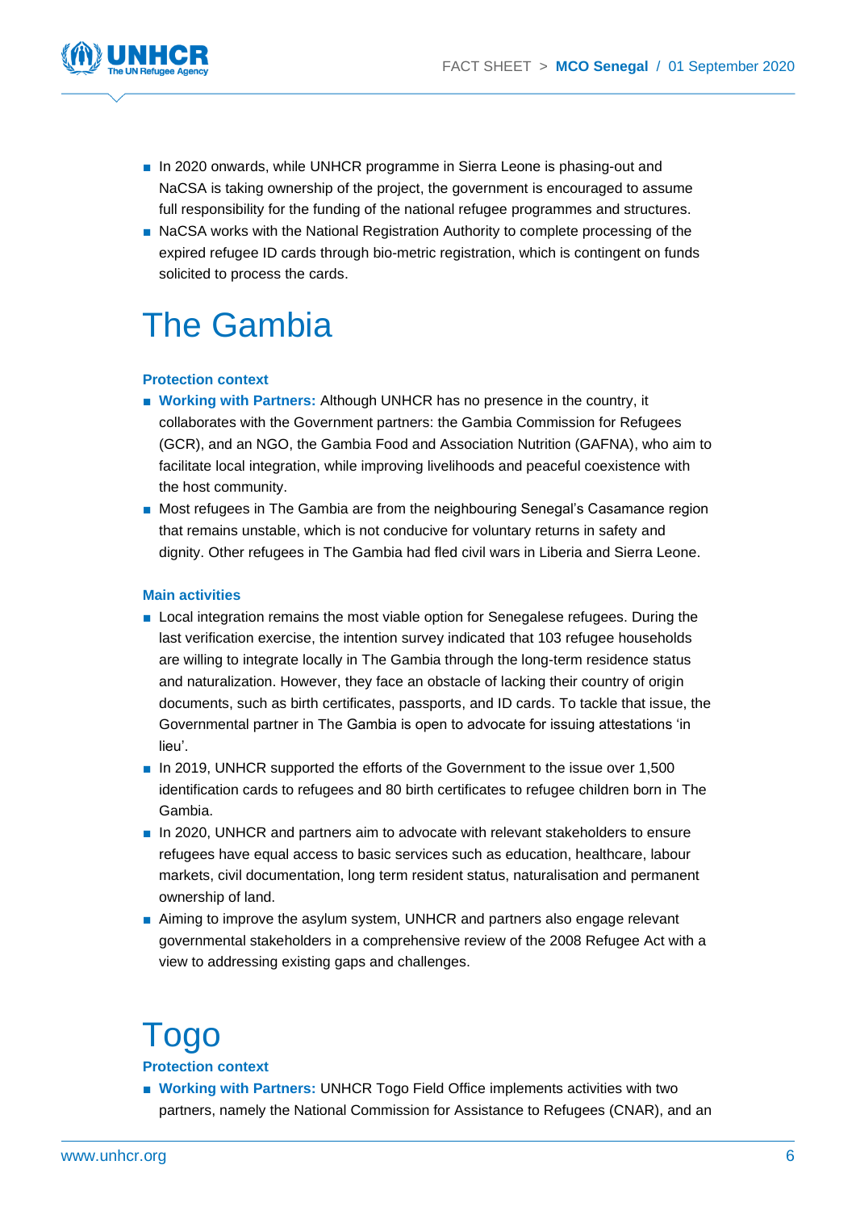- In 2020 onwards, while UNHCR programme in Sierra Leone is phasing-out and NaCSA is taking ownership of the project, the government is encouraged to assume full responsibility for the funding of the national refugee programmes and structures.
- NaCSA works with the National Registration Authority to complete processing of the expired refugee ID cards through bio-metric registration, which is contingent on funds solicited to process the cards.

# The Gambia

### Protection context

- **Working with Partners:** Although UNHCR has no presence in the country, it collaborates with the Government partners: the Gambia Commission for Refugees (GCR), and an NGO, the Gambia Food and Association Nutrition (GAFNA), who aim to facilitate local integration, while improving livelihoods and peaceful coexistence with the host community.
- Most refugees in The Gambia are from the neighbouring Senegal's Casamance region that remains unstable, which is not conducive for voluntary returns in safety and dignity. Other refugees in The Gambia had fled civil wars in Liberia and Sierra Leone.

### Main activities

- Local integration remains the most viable option for Senegalese refugees. During the last verification exercise, the intention survey indicated that 103 refugee households are willing to integrate locally in The Gambia through the long-term residence status and naturalization. However, they face an obstacle of lacking their country of origin documents, such as birth certificates, passports, and ID cards. To tackle that issue, the Governmental partner in The Gambia is open to advocate for issuing attestations 'in lieu'.
- In 2019, UNHCR supported the efforts of the Government to the issue over 1,500 identification cards to refugees and 80 birth certificates to refugee children born in The Gambia.
- In 2020, UNHCR and partners aim to advocate with relevant stakeholders to ensure refugees have equal access to basic services such as education, healthcare, labour markets, civil documentation, long term resident status, naturalisation and permanent ownership of land.
- Aiming to improve the asylum system, UNHCR and partners also engage relevant governmental stakeholders in a comprehensive review of the 2008 Refugee Act with a view to addressing existing gaps and challenges.

# Togo

### Protection context

- **Working with Partners:** UNHCR Togo Field Office implements activities with two partners, namely the National Commission for Assistance to Refugees (CNAR), and an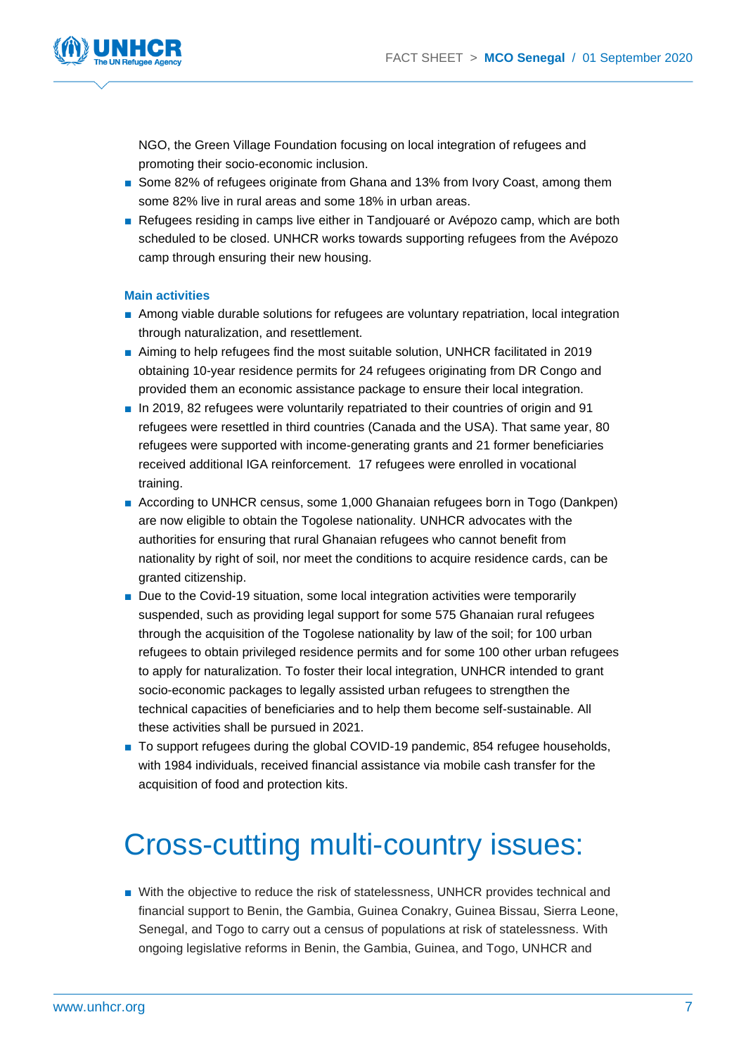NGO, the Green Village Foundation focusing on local integration of refugees and promoting their socio-economic inclusion.

- Some 82% of refugees originate from Ghana and 13% from Ivory Coast, among them some 82% live in rural areas and some 18% in urban areas.
- Refugees residing in camps live either in Tandjouaré or Avépozo camp, which are both scheduled to be closed. UNHCR works towards supporting refugees from the Avépozo camp through ensuring their new housing.

**Main activities**

- Among viable durable solutions for refugees are voluntary repatriation, local integration through naturalization, and resettlement.
- Aiming to help refugees find the most suitable solution, UNHCR facilitated in 2019 obtaining 10-year residence permits for 24 refugees originating from DR Congo and provided them an economic assistance package to ensure their local integration.
- In 2019, 82 refugees were voluntarily repatriated to their countries of origin and 91 refugees were resettled in third countries (Canada and the USA). That same year, 80 refugees were supported with income-generating grants and 21 former beneficiaries received additional IGA reinforcement. 17 refugees were enrolled in vocational training.
- According to UNHCR census, some 1,000 Ghanaian refugees born in Togo (Dankpen) are now eligible to obtain the Togolese nationality. UNHCR advocates with the authorities for ensuring that rural Ghanaian refugees who cannot benefit from nationality by right of soil, nor meet the conditions to acquire residence cards, can be granted citizenship.
- Due to the Covid-19 situation, some local integration activities were temporarily suspended, such as providing legal support for some 575 Ghanaian rural refugees through the acquisition of the Togolese nationality by law of the soil; for 100 urban refugees to obtain privileged residence permits and for some 100 other urban refugees to apply for naturalization. To foster their local integration, UNHCR intended to grant socio-economic packages to legally assisted urban refugees to strengthen the technical capacities of beneficiaries and to help them become self-sustainable. All these activities shall be pursued in 2021.
- To support refugees during the global COVID-19 pandemic, 854 refugee households, with 1984 individuals, received financial assistance via mobile cash transfer for the acquisition of food and protection kits.

# Cross-cutting multi-country issues:

- With the objective to reduce the risk of statelessness, UNHCR provides technical and financial support to Benin, the Gambia, Guinea Conakry, Guinea Bissau, Sierra Leone, Senegal, and Togo to carry out a census of populations at risk of statelessness. With ongoing legislative reforms in Benin, the Gambia, Guinea, and Togo, UNHCR and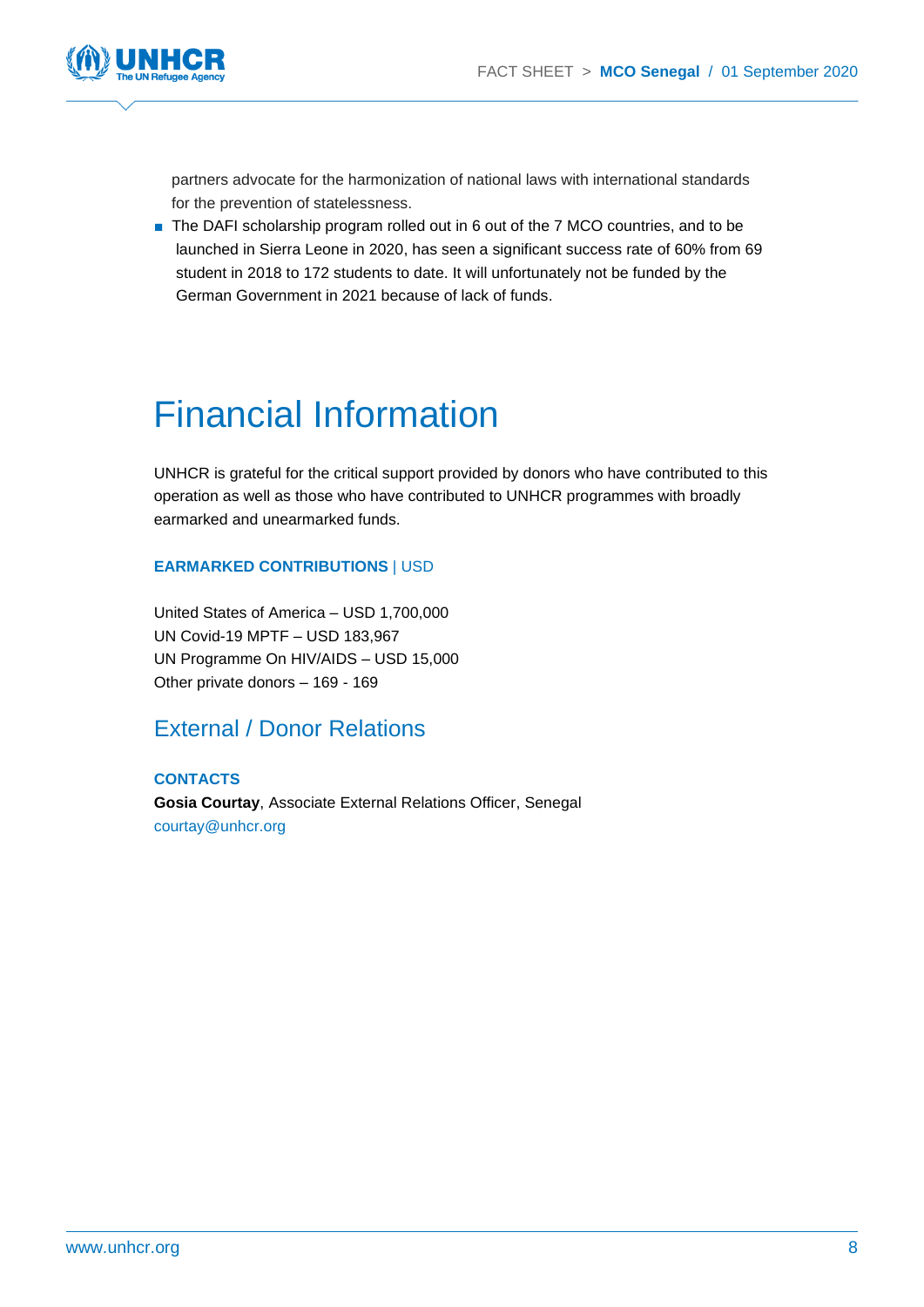partners advocate for the harmonization of national laws with international standards for the prevention of statelessness.

- The DAFI scholarship program rolled out in 6 out of the 7 MCO countries, and to be launched in Sierra Leone in 2020, has seen a significant success rate of 60% from 69 student in 2018 to 172 students to date. It will unfortunately not be funded by the German Government in 2021 because of lack of funds.

# Financial Information

UNHCR is grateful for the critical support provided by donors who have contributed to this operation as well as those who have contributed to UNHCR programmes with broadly earmarked and unearmarked funds.

**EARMARKED CONTRIBUTIONS** | USD

United States of America – USD 1,700,000
UN Covid-19 MPTF – USD 183,967
UN Programme On HIV/AIDS – USD 15,000
Other private donors – 169 - 169

## External / Donor Relations

**CONTACTS**
**Gosia Courtay**, Associate External Relations Officer, Senegal
courtay@unhcr.org